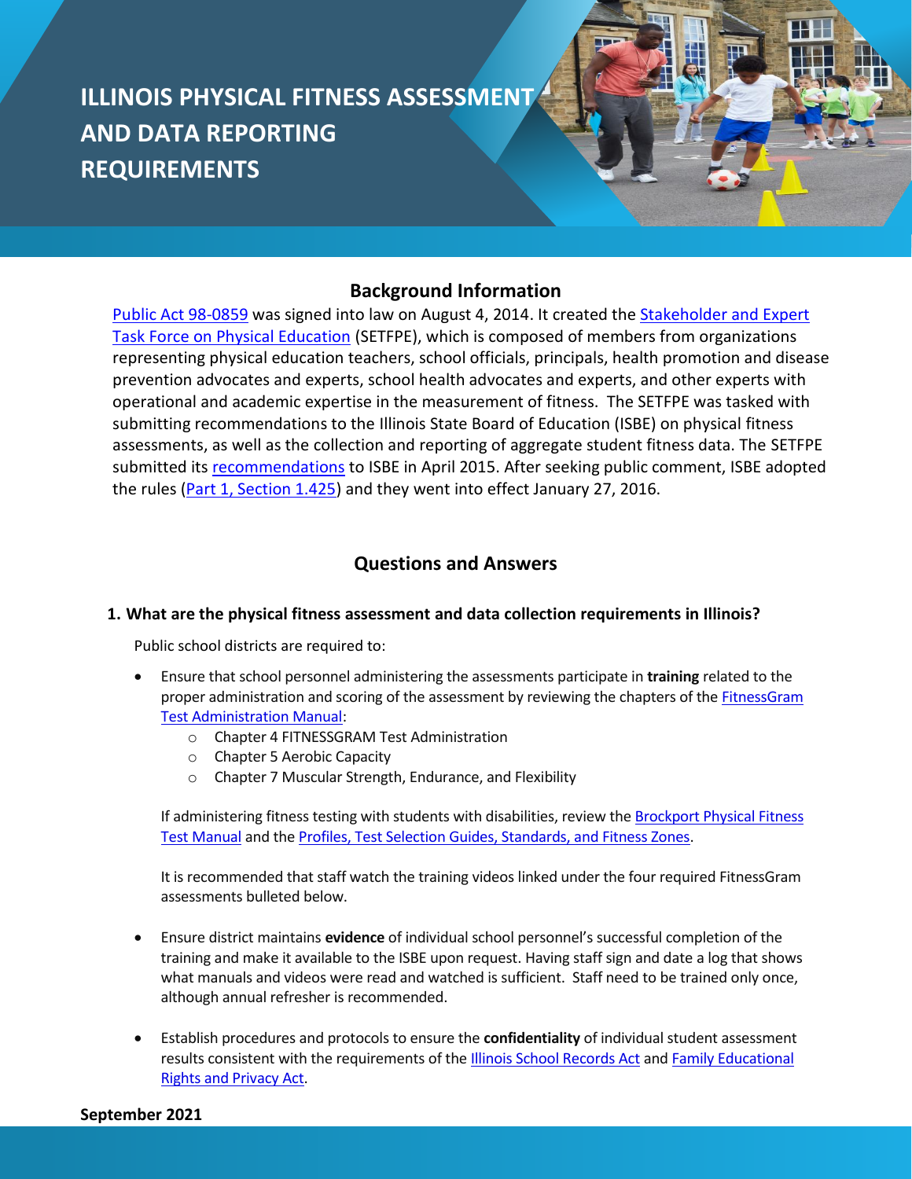# ILLINOIS PHYSICAL FITNESS ASSESSMENT AND DATA REPORTING REQUIREMENTS

## Background Information

Public Act 98-0859 was signed into law on August 4, 2014. It created the Stakeholder and Expert Task Force on Physical Education (SETFPE), which is composed of members from organizations representing physical education teachers, school officials, principals, health promotion and disease prevention advocates and experts, school health advocates and experts, and other experts with operational and academic expertise in the measurement of fitness. The SETFPE was tasked with submitting recommendations to the Illinois State Board of Education (ISBE) on physical fitness assessments, as well as the collection and reporting of aggregate student fitness data. The SETFPE submitted its recommendations to ISBE in April 2015. After seeking public comment, ISBE adopted the rules (Part 1, Section 1.425) and they went into effect January 27, 2016.

## Questions and Answers

### 1. What are the physical fitness assessment and data collection requirements in Illinois?

Public school districts are required to:

- Ensure that school personnel administering the assessments participate in **training** related to the proper administration and scoring of the assessment by reviewing the chapters of the FitnessGram Test Administration Manual:
  - Chapter 4 FITNESSGRAM Test Administration
  - Chapter 5 Aerobic Capacity
  - Chapter 7 Muscular Strength, Endurance, and Flexibility

  If administering fitness testing with students with disabilities, review the Brockport Physical Fitness Test Manual and the Profiles, Test Selection Guides, Standards, and Fitness Zones.

  It is recommended that staff watch the training videos linked under the four required FitnessGram assessments bulleted below.

- Ensure district maintains **evidence** of individual school personnel's successful completion of the training and make it available to the ISBE upon request. Having staff sign and date a log that shows what manuals and videos were read and watched is sufficient. Staff need to be trained only once, although annual refresher is recommended.

- Establish procedures and protocols to ensure the **confidentiality** of individual student assessment results consistent with the requirements of the Illinois School Records Act and Family Educational Rights and Privacy Act.

**September 2021**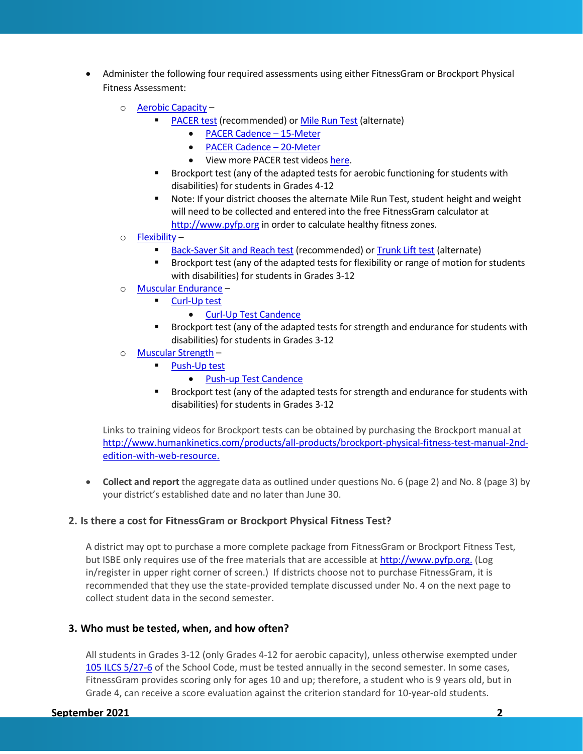- Administer the following four required assessments using either FitnessGram or Brockport Physical Fitness Assessment:
  - Aerobic Capacity –
    - PACER test (recommended) or Mile Run Test (alternate)
      - PACER Cadence – 15-Meter
      - PACER Cadence – 20-Meter
      - View more PACER test videos here.
    - Brockport test (any of the adapted tests for aerobic functioning for students with disabilities) for students in Grades 4-12
    - Note: If your district chooses the alternate Mile Run Test, student height and weight will need to be collected and entered into the free FitnessGram calculator at http://www.pyfp.org in order to calculate healthy fitness zones.
  - Flexibility –
    - Back-Saver Sit and Reach test (recommended) or Trunk Lift test (alternate)
    - Brockport test (any of the adapted tests for flexibility or range of motion for students with disabilities) for students in Grades 3-12
  - Muscular Endurance –
    - Curl-Up test
      - Curl-Up Test Candence
    - Brockport test (any of the adapted tests for strength and endurance for students with disabilities) for students in Grades 3-12
  - Muscular Strength –
    - Push-Up test
      - Push-up Test Candence
    - Brockport test (any of the adapted tests for strength and endurance for students with disabilities) for students in Grades 3-12

  Links to training videos for Brockport tests can be obtained by purchasing the Brockport manual at http://www.humankinetics.com/products/all-products/brockport-physical-fitness-test-manual-2nd-edition-with-web-resource.

- **Collect and report** the aggregate data as outlined under questions No. 6 (page 2) and No. 8 (page 3) by your district's established date and no later than June 30.

### 2. Is there a cost for FitnessGram or Brockport Physical Fitness Test?

A district may opt to purchase a more complete package from FitnessGram or Brockport Fitness Test, but ISBE only requires use of the free materials that are accessible at http://www.pyfp.org. (Log in/register in upper right corner of screen.) If districts choose not to purchase FitnessGram, it is recommended that they use the state-provided template discussed under No. 4 on the next page to collect student data in the second semester.

### 3. Who must be tested, when, and how often?

All students in Grades 3-12 (only Grades 4-12 for aerobic capacity), unless otherwise exempted under 105 ILCS 5/27-6 of the School Code, must be tested annually in the second semester. In some cases, FitnessGram provides scoring only for ages 10 and up; therefore, a student who is 9 years old, but in Grade 4, can receive a score evaluation against the criterion standard for 10-year-old students.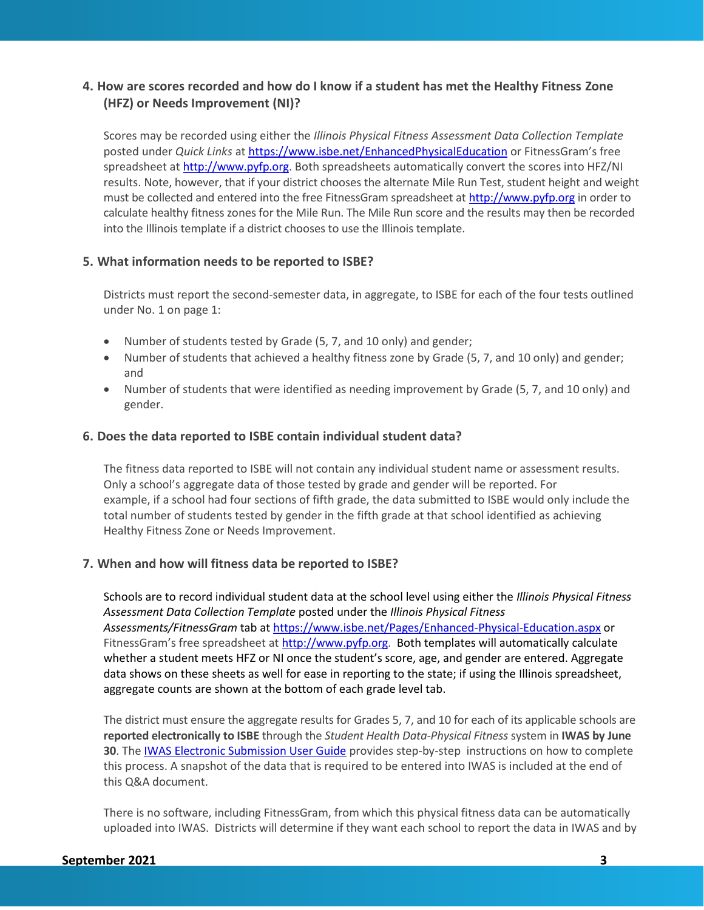### 4. How are scores recorded and how do I know if a student has met the Healthy Fitness Zone (HFZ) or Needs Improvement (NI)?

Scores may be recorded using either the *Illinois Physical Fitness Assessment Data Collection Template* posted under *Quick Links* at [https://www.isbe.net/EnhancedPhysicalEducation](https://www.isbe.net/EnhancedPhysicalEducation) or FitnessGram's free spreadsheet at [http://www.pyfp.org](http://www.pyfp.org). Both spreadsheets automatically convert the scores into HFZ/NI results. Note, however, that if your district chooses the alternate Mile Run Test, student height and weight must be collected and entered into the free FitnessGram spreadsheet at [http://www.pyfp.org](http://www.pyfp.org) in order to calculate healthy fitness zones for the Mile Run. The Mile Run score and the results may then be recorded into the Illinois template if a district chooses to use the Illinois template.

### 5. What information needs to be reported to ISBE?

Districts must report the second-semester data, in aggregate, to ISBE for each of the four tests outlined under No. 1 on page 1:

- Number of students tested by Grade (5, 7, and 10 only) and gender;
- Number of students that achieved a healthy fitness zone by Grade (5, 7, and 10 only) and gender; and
- Number of students that were identified as needing improvement by Grade (5, 7, and 10 only) and gender.

### 6. Does the data reported to ISBE contain individual student data?

The fitness data reported to ISBE will not contain any individual student name or assessment results. Only a school's aggregate data of those tested by grade and gender will be reported. For example, if a school had four sections of fifth grade, the data submitted to ISBE would only include the total number of students tested by gender in the fifth grade at that school identified as achieving Healthy Fitness Zone or Needs Improvement.

### 7. When and how will fitness data be reported to ISBE?

Schools are to record individual student data at the school level using either the *Illinois Physical Fitness Assessment Data Collection Template* posted under the *Illinois Physical Fitness Assessments/FitnessGram* tab at [https://www.isbe.net/Pages/Enhanced-Physical-Education.aspx](https://www.isbe.net/Pages/Enhanced-Physical-Education.aspx) or FitnessGram's free spreadsheet at [http://www.pyfp.org](http://www.pyfp.org). Both templates will automatically calculate whether a student meets HFZ or NI once the student's score, age, and gender are entered. Aggregate data shows on these sheets as well for ease in reporting to the state; if using the Illinois spreadsheet, aggregate counts are shown at the bottom of each grade level tab.

The district must ensure the aggregate results for Grades 5, 7, and 10 for each of its applicable schools are **reported electronically to ISBE** through the *Student Health Data-Physical Fitness* system in **IWAS by June 30**. The [IWAS Electronic Submission User Guide](#) provides step-by-step instructions on how to complete this process. A snapshot of the data that is required to be entered into IWAS is included at the end of this Q&A document.

There is no software, including FitnessGram, from which this physical fitness data can be automatically uploaded into IWAS. Districts will determine if they want each school to report the data in IWAS and by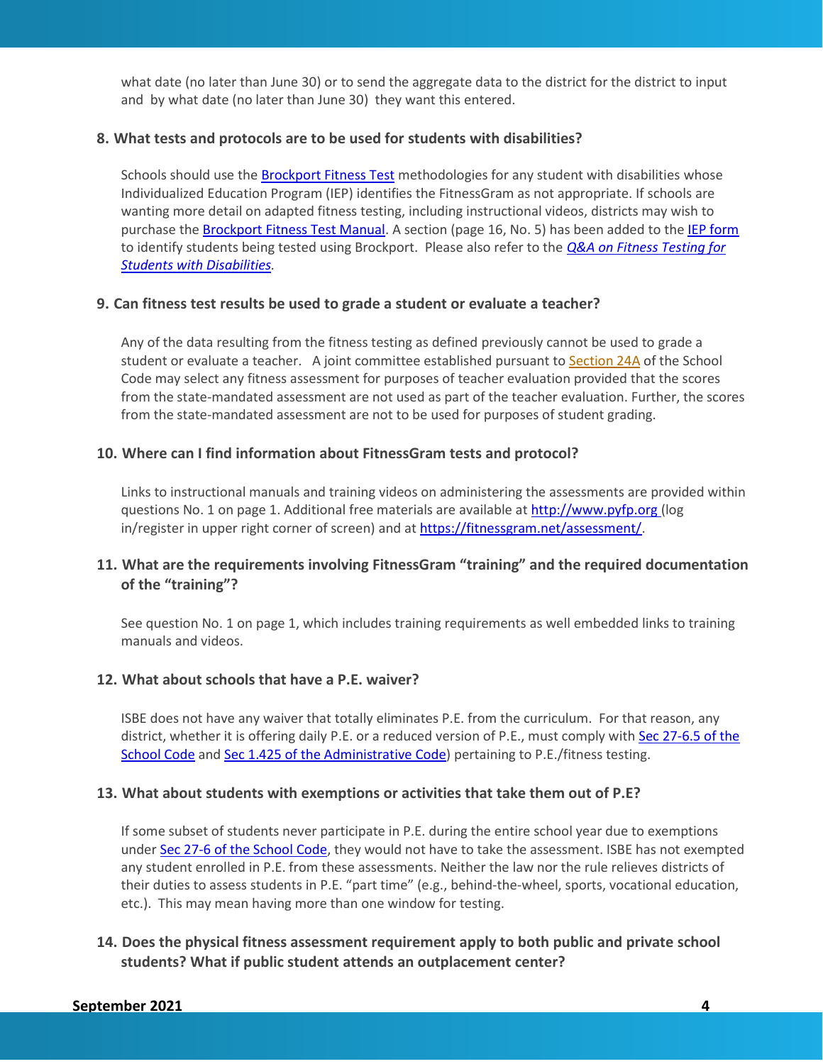what date (no later than June 30) or to send the aggregate data to the district for the district to input and by what date (no later than June 30) they want this entered.

### 8. What tests and protocols are to be used for students with disabilities?

Schools should use the Brockport Fitness Test methodologies for any student with disabilities whose Individualized Education Program (IEP) identifies the FitnessGram as not appropriate. If schools are wanting more detail on adapted fitness testing, including instructional videos, districts may wish to purchase the Brockport Fitness Test Manual. A section (page 16, No. 5) has been added to the IEP form to identify students being tested using Brockport. Please also refer to the *Q&A on Fitness Testing for Students with Disabilities*.

### 9. Can fitness test results be used to grade a student or evaluate a teacher?

Any of the data resulting from the fitness testing as defined previously cannot be used to grade a student or evaluate a teacher. A joint committee established pursuant to Section 24A of the School Code may select any fitness assessment for purposes of teacher evaluation provided that the scores from the state-mandated assessment are not used as part of the teacher evaluation. Further, the scores from the state-mandated assessment are not to be used for purposes of student grading.

### 10. Where can I find information about FitnessGram tests and protocol?

Links to instructional manuals and training videos on administering the assessments are provided within questions No. 1 on page 1. Additional free materials are available at http://www.pyfp.org (log in/register in upper right corner of screen) and at https://fitnessgram.net/assessment/.

### 11. What are the requirements involving FitnessGram "training" and the required documentation of the "training"?

See question No. 1 on page 1, which includes training requirements as well embedded links to training manuals and videos.

### 12. What about schools that have a P.E. waiver?

ISBE does not have any waiver that totally eliminates P.E. from the curriculum. For that reason, any district, whether it is offering daily P.E. or a reduced version of P.E., must comply with Sec 27-6.5 of the School Code and Sec 1.425 of the Administrative Code) pertaining to P.E./fitness testing.

### 13. What about students with exemptions or activities that take them out of P.E?

If some subset of students never participate in P.E. during the entire school year due to exemptions under Sec 27-6 of the School Code, they would not have to take the assessment. ISBE has not exempted any student enrolled in P.E. from these assessments. Neither the law nor the rule relieves districts of their duties to assess students in P.E. "part time" (e.g., behind-the-wheel, sports, vocational education, etc.). This may mean having more than one window for testing.

### 14. Does the physical fitness assessment requirement apply to both public and private school students? What if public student attends an outplacement center?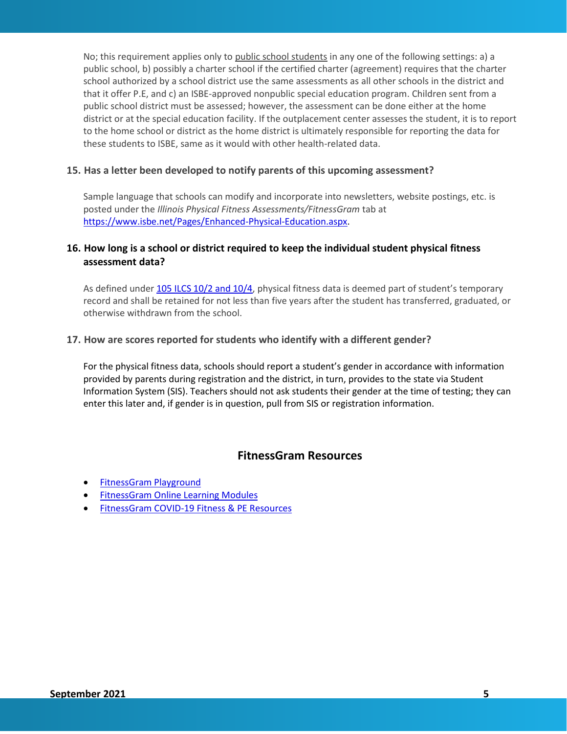No; this requirement applies only to public school students in any one of the following settings: a) a public school, b) possibly a charter school if the certified charter (agreement) requires that the charter school authorized by a school district use the same assessments as all other schools in the district and that it offer P.E, and c) an ISBE-approved nonpublic special education program. Children sent from a public school district must be assessed; however, the assessment can be done either at the home district or at the special education facility. If the outplacement center assesses the student, it is to report to the home school or district as the home district is ultimately responsible for reporting the data for these students to ISBE, same as it would with other health-related data.

**15. Has a letter been developed to notify parents of this upcoming assessment?**

Sample language that schools can modify and incorporate into newsletters, website postings, etc. is posted under the *Illinois Physical Fitness Assessments/FitnessGram* tab at [https://www.isbe.net/Pages/Enhanced-Physical-Education.aspx](https://www.isbe.net/Pages/Enhanced-Physical-Education.aspx).

**16. How long is a school or district required to keep the individual student physical fitness assessment data?**

As defined under 105 ILCS 10/2 and 10/4, physical fitness data is deemed part of student's temporary record and shall be retained for not less than five years after the student has transferred, graduated, or otherwise withdrawn from the school.

**17. How are scores reported for students who identify with a different gender?**

For the physical fitness data, schools should report a student's gender in accordance with information provided by parents during registration and the district, in turn, provides to the state via Student Information System (SIS). Teachers should not ask students their gender at the time of testing; they can enter this later and, if gender is in question, pull from SIS or registration information.

## FitnessGram Resources

- FitnessGram Playground
- FitnessGram Online Learning Modules
- FitnessGram COVID-19 Fitness & PE Resources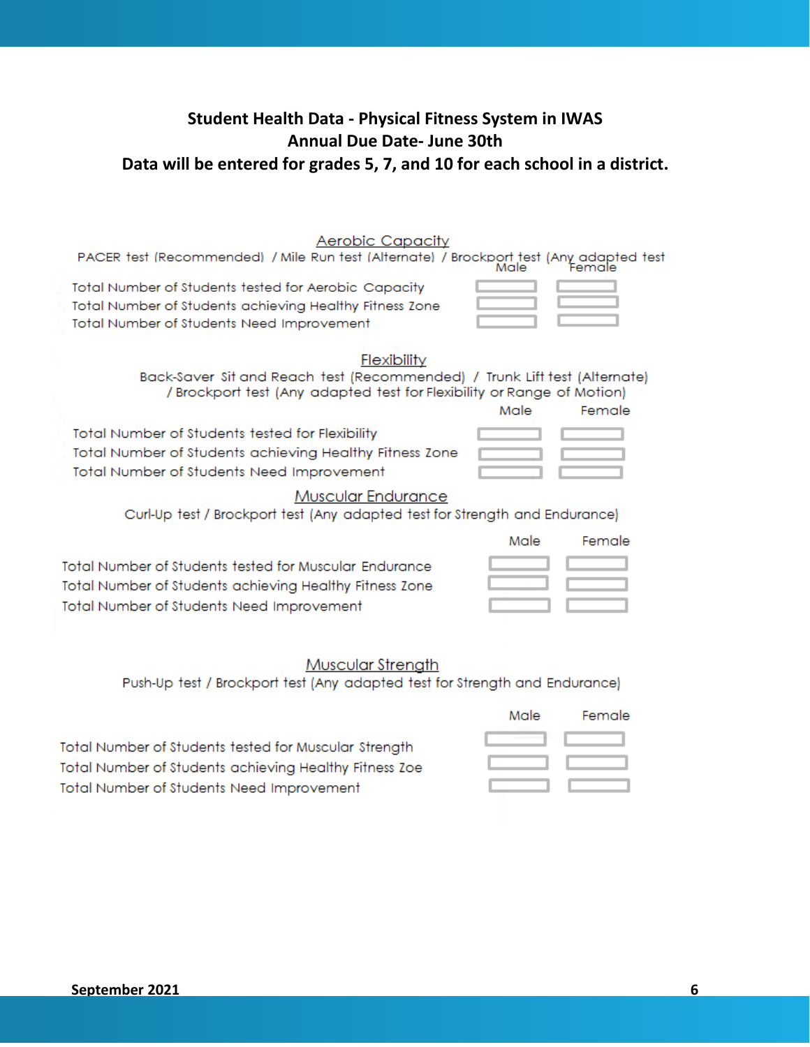**Student Health Data - Physical Fitness System in IWAS**
**Annual Due Date- June 30th**
**Data will be entered for grades 5, 7, and 10 for each school in a district.**

## Aerobic Capacity

PACER test (Recommended) / Mile Run test (Alternate) / Brockport test (Any adapted test

| | Male | Female |
|---|---|---|
| Total Number of Students tested for Aerobic Capacity | | |
| Total Number of Students achieving Healthy Fitness Zone | | |
| Total Number of Students Need Improvement | | |

## Flexibility

Back-Saver Sit and Reach test (Recommended) / Trunk Lift test (Alternate) / Brockport test (Any adapted test for Flexibility or Range of Motion)

| | Male | Female |
|---|---|---|
| Total Number of Students tested for Flexibility | | |
| Total Number of Students achieving Healthy Fitness Zone | | |
| Total Number of Students Need Improvement | | |

## Muscular Endurance

Curl-Up test / Brockport test (Any adapted test for Strength and Endurance)

| | Male | Female |
|---|---|---|
| Total Number of Students tested for Muscular Endurance | | |
| Total Number of Students achieving Healthy Fitness Zone | | |
| Total Number of Students Need Improvement | | |

## Muscular Strength

Push-Up test / Brockport test (Any adapted test for Strength and Endurance)

| | Male | Female |
|---|---|---|
| Total Number of Students tested for Muscular Strength | | |
| Total Number of Students achieving Healthy Fitness Zoe | | |
| Total Number of Students Need Improvement | | |

**September 2021**